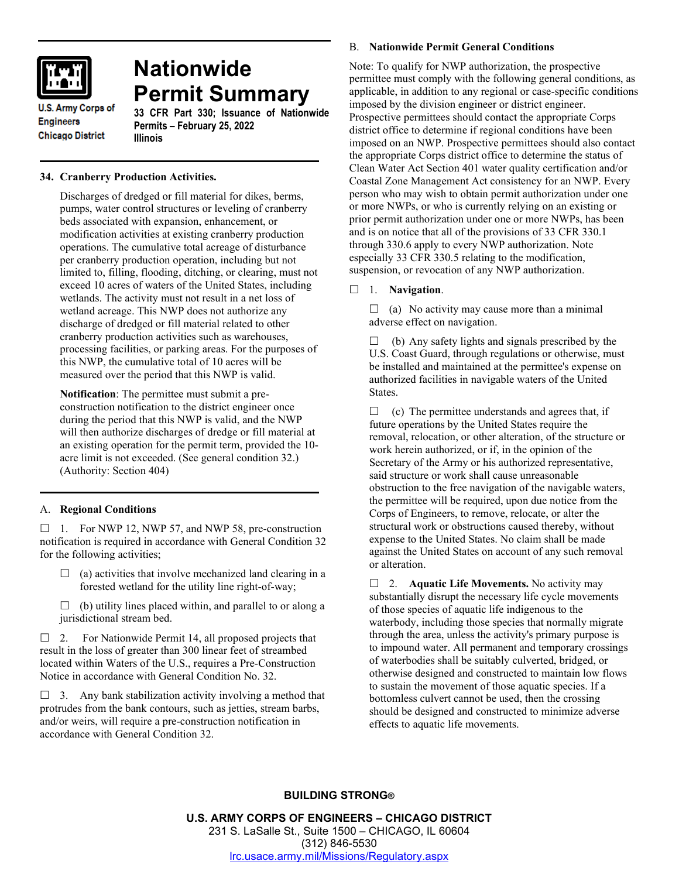U.S. Army Corps of Engineers
Chicago District

# Nationwide Permit Summary

**33 CFR Part 330; Issuance of Nationwide Permits – February 25, 2022**
**Illinois**

## 34. Cranberry Production Activities.

Discharges of dredged or fill material for dikes, berms, pumps, water control structures or leveling of cranberry beds associated with expansion, enhancement, or modification activities at existing cranberry production operations. The cumulative total acreage of disturbance per cranberry production operation, including but not limited to, filling, flooding, ditching, or clearing, must not exceed 10 acres of waters of the United States, including wetlands. The activity must not result in a net loss of wetland acreage. This NWP does not authorize any discharge of dredged or fill material related to other cranberry production activities such as warehouses, processing facilities, or parking areas. For the purposes of this NWP, the cumulative total of 10 acres will be measured over the period that this NWP is valid.

**Notification**: The permittee must submit a pre-construction notification to the district engineer once during the period that this NWP is valid, and the NWP will then authorize discharges of dredge or fill material at an existing operation for the permit term, provided the 10-acre limit is not exceeded. (See general condition 32.) (Authority: Section 404)

## A. Regional Conditions

☐ 1. For NWP 12, NWP 57, and NWP 58, pre-construction notification is required in accordance with General Condition 32 for the following activities;

☐ (a) activities that involve mechanized land clearing in a forested wetland for the utility line right-of-way;

☐ (b) utility lines placed within, and parallel to or along a jurisdictional stream bed.

☐ 2. For Nationwide Permit 14, all proposed projects that result in the loss of greater than 300 linear feet of streambed located within Waters of the U.S., requires a Pre-Construction Notice in accordance with General Condition No. 32.

☐ 3. Any bank stabilization activity involving a method that protrudes from the bank contours, such as jetties, stream barbs, and/or weirs, will require a pre-construction notification in accordance with General Condition 32.

## B. Nationwide Permit General Conditions

Note: To qualify for NWP authorization, the prospective permittee must comply with the following general conditions, as applicable, in addition to any regional or case-specific conditions imposed by the division engineer or district engineer. Prospective permittees should contact the appropriate Corps district office to determine if regional conditions have been imposed on an NWP. Prospective permittees should also contact the appropriate Corps district office to determine the status of Clean Water Act Section 401 water quality certification and/or Coastal Zone Management Act consistency for an NWP. Every person who may wish to obtain permit authorization under one or more NWPs, or who is currently relying on an existing or prior permit authorization under one or more NWPs, has been and is on notice that all of the provisions of 33 CFR 330.1 through 330.6 apply to every NWP authorization. Note especially 33 CFR 330.5 relating to the modification, suspension, or revocation of any NWP authorization.

☐ 1. **Navigation**.

☐ (a) No activity may cause more than a minimal adverse effect on navigation.

☐ (b) Any safety lights and signals prescribed by the U.S. Coast Guard, through regulations or otherwise, must be installed and maintained at the permittee's expense on authorized facilities in navigable waters of the United States.

☐ (c) The permittee understands and agrees that, if future operations by the United States require the removal, relocation, or other alteration, of the structure or work herein authorized, or if, in the opinion of the Secretary of the Army or his authorized representative, said structure or work shall cause unreasonable obstruction to the free navigation of the navigable waters, the permittee will be required, upon due notice from the Corps of Engineers, to remove, relocate, or alter the structural work or obstructions caused thereby, without expense to the United States. No claim shall be made against the United States on account of any such removal or alteration.

☐ 2. **Aquatic Life Movements.** No activity may substantially disrupt the necessary life cycle movements of those species of aquatic life indigenous to the waterbody, including those species that normally migrate through the area, unless the activity's primary purpose is to impound water. All permanent and temporary crossings of waterbodies shall be suitably culverted, bridged, or otherwise designed and constructed to maintain low flows to sustain the movement of those aquatic species. If a bottomless culvert cannot be used, then the crossing should be designed and constructed to minimize adverse effects to aquatic life movements.

**BUILDING STRONG®**

**U.S. ARMY CORPS OF ENGINEERS – CHICAGO DISTRICT**
231 S. LaSalle St., Suite 1500 – CHICAGO, IL 60604
(312) 846-5530
lrc.usace.army.mil/Missions/Regulatory.aspx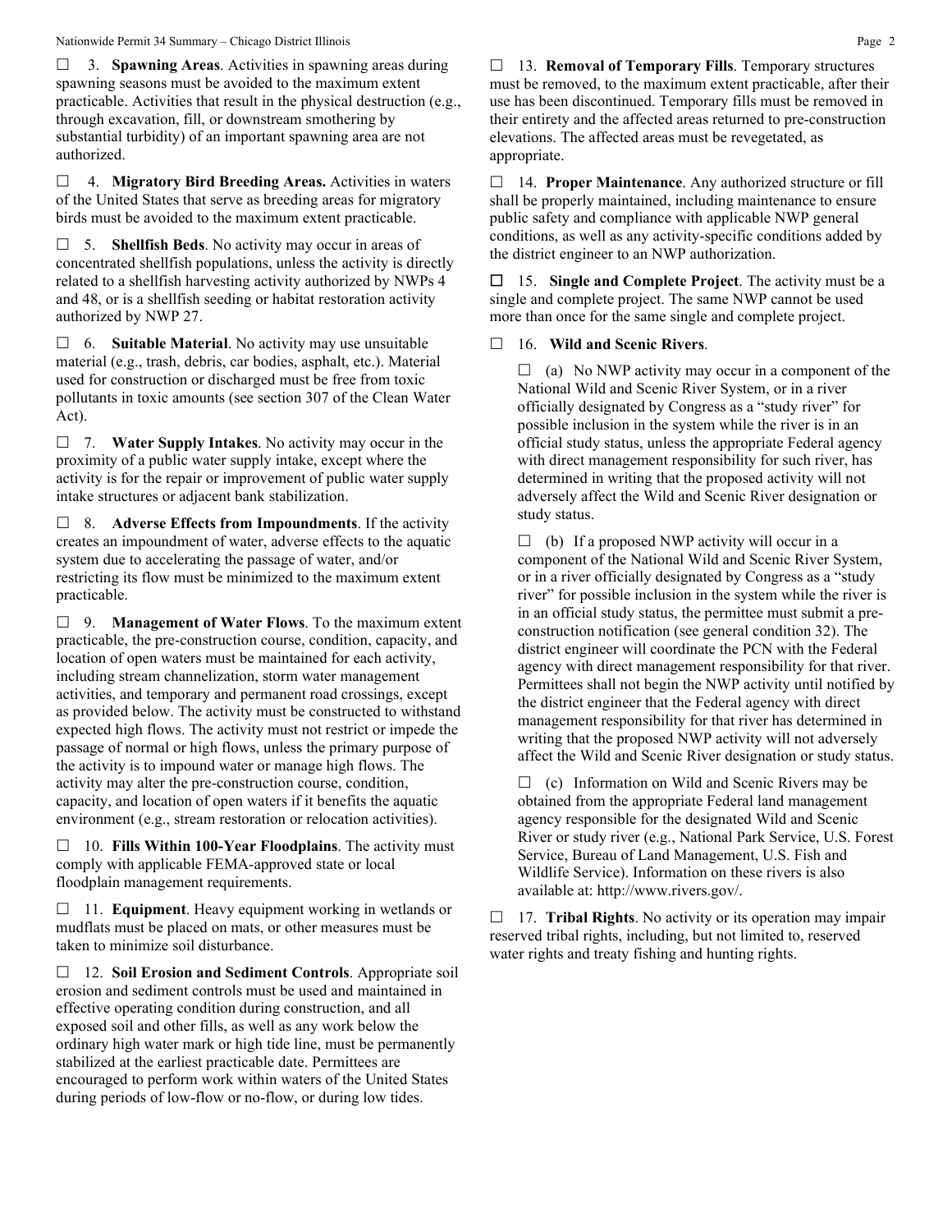☐ 3. **Spawning Areas**. Activities in spawning areas during spawning seasons must be avoided to the maximum extent practicable. Activities that result in the physical destruction (e.g., through excavation, fill, or downstream smothering by substantial turbidity) of an important spawning area are not authorized.

☐ 4. **Migratory Bird Breeding Areas.** Activities in waters of the United States that serve as breeding areas for migratory birds must be avoided to the maximum extent practicable.

☐ 5. **Shellfish Beds**. No activity may occur in areas of concentrated shellfish populations, unless the activity is directly related to a shellfish harvesting activity authorized by NWPs 4 and 48, or is a shellfish seeding or habitat restoration activity authorized by NWP 27.

☐ 6. **Suitable Material**. No activity may use unsuitable material (e.g., trash, debris, car bodies, asphalt, etc.). Material used for construction or discharged must be free from toxic pollutants in toxic amounts (see section 307 of the Clean Water Act).

☐ 7. **Water Supply Intakes**. No activity may occur in the proximity of a public water supply intake, except where the activity is for the repair or improvement of public water supply intake structures or adjacent bank stabilization.

☐ 8. **Adverse Effects from Impoundments**. If the activity creates an impoundment of water, adverse effects to the aquatic system due to accelerating the passage of water, and/or restricting its flow must be minimized to the maximum extent practicable.

☐ 9. **Management of Water Flows**. To the maximum extent practicable, the pre-construction course, condition, capacity, and location of open waters must be maintained for each activity, including stream channelization, storm water management activities, and temporary and permanent road crossings, except as provided below. The activity must be constructed to withstand expected high flows. The activity must not restrict or impede the passage of normal or high flows, unless the primary purpose of the activity is to impound water or manage high flows. The activity may alter the pre-construction course, condition, capacity, and location of open waters if it benefits the aquatic environment (e.g., stream restoration or relocation activities).

☐ 10. **Fills Within 100-Year Floodplains**. The activity must comply with applicable FEMA-approved state or local floodplain management requirements.

☐ 11. **Equipment**. Heavy equipment working in wetlands or mudflats must be placed on mats, or other measures must be taken to minimize soil disturbance.

☐ 12. **Soil Erosion and Sediment Controls**. Appropriate soil erosion and sediment controls must be used and maintained in effective operating condition during construction, and all exposed soil and other fills, as well as any work below the ordinary high water mark or high tide line, must be permanently stabilized at the earliest practicable date. Permittees are encouraged to perform work within waters of the United States during periods of low-flow or no-flow, or during low tides.

☐ 13. **Removal of Temporary Fills**. Temporary structures must be removed, to the maximum extent practicable, after their use has been discontinued. Temporary fills must be removed in their entirety and the affected areas returned to pre-construction elevations. The affected areas must be revegetated, as appropriate.

☐ 14. **Proper Maintenance**. Any authorized structure or fill shall be properly maintained, including maintenance to ensure public safety and compliance with applicable NWP general conditions, as well as any activity-specific conditions added by the district engineer to an NWP authorization.

☐ 15. **Single and Complete Project**. The activity must be a single and complete project. The same NWP cannot be used more than once for the same single and complete project.

☐ 16. **Wild and Scenic Rivers**.

☐ (a) No NWP activity may occur in a component of the National Wild and Scenic River System, or in a river officially designated by Congress as a "study river" for possible inclusion in the system while the river is in an official study status, unless the appropriate Federal agency with direct management responsibility for such river, has determined in writing that the proposed activity will not adversely affect the Wild and Scenic River designation or study status.

☐ (b) If a proposed NWP activity will occur in a component of the National Wild and Scenic River System, or in a river officially designated by Congress as a "study river" for possible inclusion in the system while the river is in an official study status, the permittee must submit a pre-construction notification (see general condition 32). The district engineer will coordinate the PCN with the Federal agency with direct management responsibility for that river. Permittees shall not begin the NWP activity until notified by the district engineer that the Federal agency with direct management responsibility for that river has determined in writing that the proposed NWP activity will not adversely affect the Wild and Scenic River designation or study status.

☐ (c) Information on Wild and Scenic Rivers may be obtained from the appropriate Federal land management agency responsible for the designated Wild and Scenic River or study river (e.g., National Park Service, U.S. Forest Service, Bureau of Land Management, U.S. Fish and Wildlife Service). Information on these rivers is also available at: http://www.rivers.gov/.

☐ 17. **Tribal Rights**. No activity or its operation may impair reserved tribal rights, including, but not limited to, reserved water rights and treaty fishing and hunting rights.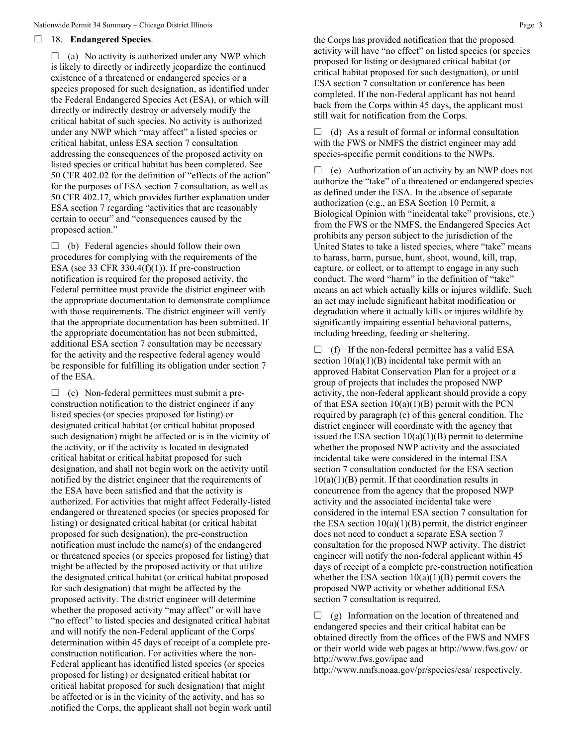☐ 18. **Endangered Species**.

☐ (a) No activity is authorized under any NWP which is likely to directly or indirectly jeopardize the continued existence of a threatened or endangered species or a species proposed for such designation, as identified under the Federal Endangered Species Act (ESA), or which will directly or indirectly destroy or adversely modify the critical habitat of such species. No activity is authorized under any NWP which "may affect" a listed species or critical habitat, unless ESA section 7 consultation addressing the consequences of the proposed activity on listed species or critical habitat has been completed. See 50 CFR 402.02 for the definition of "effects of the action" for the purposes of ESA section 7 consultation, as well as 50 CFR 402.17, which provides further explanation under ESA section 7 regarding "activities that are reasonably certain to occur" and "consequences caused by the proposed action."

☐ (b) Federal agencies should follow their own procedures for complying with the requirements of the ESA (see 33 CFR 330.4(f)(1)). If pre-construction notification is required for the proposed activity, the Federal permittee must provide the district engineer with the appropriate documentation to demonstrate compliance with those requirements. The district engineer will verify that the appropriate documentation has been submitted. If the appropriate documentation has not been submitted, additional ESA section 7 consultation may be necessary for the activity and the respective federal agency would be responsible for fulfilling its obligation under section 7 of the ESA.

☐ (c) Non-federal permittees must submit a pre-construction notification to the district engineer if any listed species (or species proposed for listing) or designated critical habitat (or critical habitat proposed such designation) might be affected or is in the vicinity of the activity, or if the activity is located in designated critical habitat or critical habitat proposed for such designation, and shall not begin work on the activity until notified by the district engineer that the requirements of the ESA have been satisfied and that the activity is authorized. For activities that might affect Federally-listed endangered or threatened species (or species proposed for listing) or designated critical habitat (or critical habitat proposed for such designation), the pre-construction notification must include the name(s) of the endangered or threatened species (or species proposed for listing) that might be affected by the proposed activity or that utilize the designated critical habitat (or critical habitat proposed for such designation) that might be affected by the proposed activity. The district engineer will determine whether the proposed activity "may affect" or will have "no effect" to listed species and designated critical habitat and will notify the non-Federal applicant of the Corps' determination within 45 days of receipt of a complete pre-construction notification. For activities where the non-Federal applicant has identified listed species (or species proposed for listing) or designated critical habitat (or critical habitat proposed for such designation) that might be affected or is in the vicinity of the activity, and has so notified the Corps, the applicant shall not begin work until the Corps has provided notification that the proposed activity will have "no effect" on listed species (or species proposed for listing or designated critical habitat (or critical habitat proposed for such designation), or until ESA section 7 consultation or conference has been completed. If the non-Federal applicant has not heard back from the Corps within 45 days, the applicant must still wait for notification from the Corps.

☐ (d) As a result of formal or informal consultation with the FWS or NMFS the district engineer may add species-specific permit conditions to the NWPs.

☐ (e) Authorization of an activity by an NWP does not authorize the "take" of a threatened or endangered species as defined under the ESA. In the absence of separate authorization (e.g., an ESA Section 10 Permit, a Biological Opinion with "incidental take" provisions, etc.) from the FWS or the NMFS, the Endangered Species Act prohibits any person subject to the jurisdiction of the United States to take a listed species, where "take" means to harass, harm, pursue, hunt, shoot, wound, kill, trap, capture, or collect, or to attempt to engage in any such conduct. The word "harm" in the definition of "take" means an act which actually kills or injures wildlife. Such an act may include significant habitat modification or degradation where it actually kills or injures wildlife by significantly impairing essential behavioral patterns, including breeding, feeding or sheltering.

☐ (f) If the non-federal permittee has a valid ESA section 10(a)(1)(B) incidental take permit with an approved Habitat Conservation Plan for a project or a group of projects that includes the proposed NWP activity, the non-federal applicant should provide a copy of that ESA section 10(a)(1)(B) permit with the PCN required by paragraph (c) of this general condition. The district engineer will coordinate with the agency that issued the ESA section 10(a)(1)(B) permit to determine whether the proposed NWP activity and the associated incidental take were considered in the internal ESA section 7 consultation conducted for the ESA section 10(a)(1)(B) permit. If that coordination results in concurrence from the agency that the proposed NWP activity and the associated incidental take were considered in the internal ESA section 7 consultation for the ESA section 10(a)(1)(B) permit, the district engineer does not need to conduct a separate ESA section 7 consultation for the proposed NWP activity. The district engineer will notify the non-federal applicant within 45 days of receipt of a complete pre-construction notification whether the ESA section 10(a)(1)(B) permit covers the proposed NWP activity or whether additional ESA section 7 consultation is required.

☐ (g) Information on the location of threatened and endangered species and their critical habitat can be obtained directly from the offices of the FWS and NMFS or their world wide web pages at http://www.fws.gov/ or http://www.fws.gov/ipac and http://www.nmfs.noaa.gov/pr/species/esa/ respectively.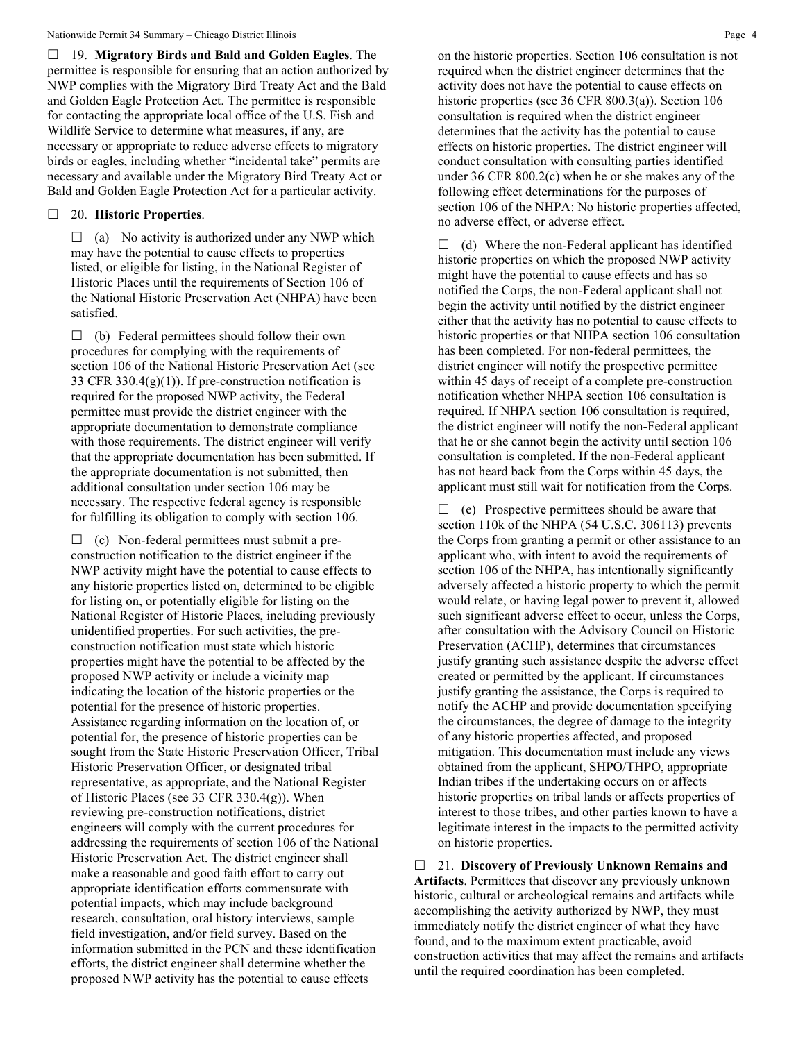☐ 19. **Migratory Birds and Bald and Golden Eagles**. The permittee is responsible for ensuring that an action authorized by NWP complies with the Migratory Bird Treaty Act and the Bald and Golden Eagle Protection Act. The permittee is responsible for contacting the appropriate local office of the U.S. Fish and Wildlife Service to determine what measures, if any, are necessary or appropriate to reduce adverse effects to migratory birds or eagles, including whether "incidental take" permits are necessary and available under the Migratory Bird Treaty Act or Bald and Golden Eagle Protection Act for a particular activity.

☐ 20. **Historic Properties**.

☐ (a) No activity is authorized under any NWP which may have the potential to cause effects to properties listed, or eligible for listing, in the National Register of Historic Places until the requirements of Section 106 of the National Historic Preservation Act (NHPA) have been satisfied.

☐ (b) Federal permittees should follow their own procedures for complying with the requirements of section 106 of the National Historic Preservation Act (see 33 CFR 330.4(g)(1)). If pre-construction notification is required for the proposed NWP activity, the Federal permittee must provide the district engineer with the appropriate documentation to demonstrate compliance with those requirements. The district engineer will verify that the appropriate documentation has been submitted. If the appropriate documentation is not submitted, then additional consultation under section 106 may be necessary. The respective federal agency is responsible for fulfilling its obligation to comply with section 106.

☐ (c) Non-federal permittees must submit a pre-construction notification to the district engineer if the NWP activity might have the potential to cause effects to any historic properties listed on, determined to be eligible for listing on, or potentially eligible for listing on the National Register of Historic Places, including previously unidentified properties. For such activities, the pre-construction notification must state which historic properties might have the potential to be affected by the proposed NWP activity or include a vicinity map indicating the location of the historic properties or the potential for the presence of historic properties. Assistance regarding information on the location of, or potential for, the presence of historic properties can be sought from the State Historic Preservation Officer, Tribal Historic Preservation Officer, or designated tribal representative, as appropriate, and the National Register of Historic Places (see 33 CFR 330.4(g)). When reviewing pre-construction notifications, district engineers will comply with the current procedures for addressing the requirements of section 106 of the National Historic Preservation Act. The district engineer shall make a reasonable and good faith effort to carry out appropriate identification efforts commensurate with potential impacts, which may include background research, consultation, oral history interviews, sample field investigation, and/or field survey. Based on the information submitted in the PCN and these identification efforts, the district engineer shall determine whether the proposed NWP activity has the potential to cause effects on the historic properties. Section 106 consultation is not required when the district engineer determines that the activity does not have the potential to cause effects on historic properties (see 36 CFR 800.3(a)). Section 106 consultation is required when the district engineer determines that the activity has the potential to cause effects on historic properties. The district engineer will conduct consultation with consulting parties identified under 36 CFR 800.2(c) when he or she makes any of the following effect determinations for the purposes of section 106 of the NHPA: No historic properties affected, no adverse effect, or adverse effect.

☐ (d) Where the non-Federal applicant has identified historic properties on which the proposed NWP activity might have the potential to cause effects and has so notified the Corps, the non-Federal applicant shall not begin the activity until notified by the district engineer either that the activity has no potential to cause effects to historic properties or that NHPA section 106 consultation has been completed. For non-federal permittees, the district engineer will notify the prospective permittee within 45 days of receipt of a complete pre-construction notification whether NHPA section 106 consultation is required. If NHPA section 106 consultation is required, the district engineer will notify the non-Federal applicant that he or she cannot begin the activity until section 106 consultation is completed. If the non-Federal applicant has not heard back from the Corps within 45 days, the applicant must still wait for notification from the Corps.

☐ (e) Prospective permittees should be aware that section 110k of the NHPA (54 U.S.C. 306113) prevents the Corps from granting a permit or other assistance to an applicant who, with intent to avoid the requirements of section 106 of the NHPA, has intentionally significantly adversely affected a historic property to which the permit would relate, or having legal power to prevent it, allowed such significant adverse effect to occur, unless the Corps, after consultation with the Advisory Council on Historic Preservation (ACHP), determines that circumstances justify granting such assistance despite the adverse effect created or permitted by the applicant. If circumstances justify granting the assistance, the Corps is required to notify the ACHP and provide documentation specifying the circumstances, the degree of damage to the integrity of any historic properties affected, and proposed mitigation. This documentation must include any views obtained from the applicant, SHPO/THPO, appropriate Indian tribes if the undertaking occurs on or affects historic properties on tribal lands or affects properties of interest to those tribes, and other parties known to have a legitimate interest in the impacts to the permitted activity on historic properties.

☐ 21. **Discovery of Previously Unknown Remains and Artifacts**. Permittees that discover any previously unknown historic, cultural or archeological remains and artifacts while accomplishing the activity authorized by NWP, they must immediately notify the district engineer of what they have found, and to the maximum extent practicable, avoid construction activities that may affect the remains and artifacts until the required coordination has been completed.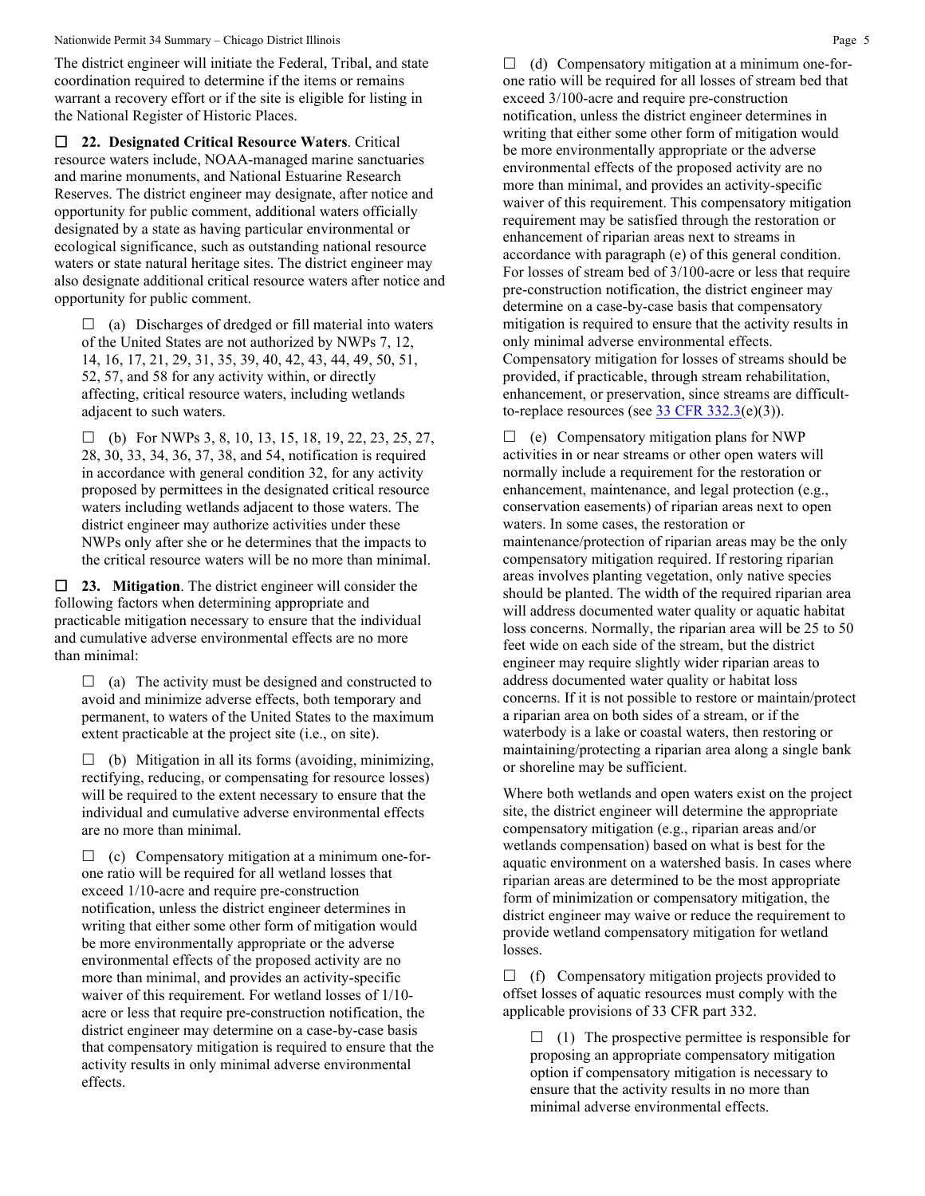The district engineer will initiate the Federal, Tribal, and state coordination required to determine if the items or remains warrant a recovery effort or if the site is eligible for listing in the National Register of Historic Places.

☐ **22. Designated Critical Resource Waters**. Critical resource waters include, NOAA-managed marine sanctuaries and marine monuments, and National Estuarine Research Reserves. The district engineer may designate, after notice and opportunity for public comment, additional waters officially designated by a state as having particular environmental or ecological significance, such as outstanding national resource waters or state natural heritage sites. The district engineer may also designate additional critical resource waters after notice and opportunity for public comment.

> ☐ (a) Discharges of dredged or fill material into waters of the United States are not authorized by NWPs 7, 12, 14, 16, 17, 21, 29, 31, 35, 39, 40, 42, 43, 44, 49, 50, 51, 52, 57, and 58 for any activity within, or directly affecting, critical resource waters, including wetlands adjacent to such waters.
>
> ☐ (b) For NWPs 3, 8, 10, 13, 15, 18, 19, 22, 23, 25, 27, 28, 30, 33, 34, 36, 37, 38, and 54, notification is required in accordance with general condition 32, for any activity proposed by permittees in the designated critical resource waters including wetlands adjacent to those waters. The district engineer may authorize activities under these NWPs only after she or he determines that the impacts to the critical resource waters will be no more than minimal.

☐ **23. Mitigation**. The district engineer will consider the following factors when determining appropriate and practicable mitigation necessary to ensure that the individual and cumulative adverse environmental effects are no more than minimal:

> ☐ (a) The activity must be designed and constructed to avoid and minimize adverse effects, both temporary and permanent, to waters of the United States to the maximum extent practicable at the project site (i.e., on site).
>
> ☐ (b) Mitigation in all its forms (avoiding, minimizing, rectifying, reducing, or compensating for resource losses) will be required to the extent necessary to ensure that the individual and cumulative adverse environmental effects are no more than minimal.
>
> ☐ (c) Compensatory mitigation at a minimum one-for-one ratio will be required for all wetland losses that exceed 1/10-acre and require pre-construction notification, unless the district engineer determines in writing that either some other form of mitigation would be more environmentally appropriate or the adverse environmental effects of the proposed activity are no more than minimal, and provides an activity-specific waiver of this requirement. For wetland losses of 1/10-acre or less that require pre-construction notification, the district engineer may determine on a case-by-case basis that compensatory mitigation is required to ensure that the activity results in only minimal adverse environmental effects.
>
> ☐ (d) Compensatory mitigation at a minimum one-for-one ratio will be required for all losses of stream bed that exceed 3/100-acre and require pre-construction notification, unless the district engineer determines in writing that either some other form of mitigation would be more environmentally appropriate or the adverse environmental effects of the proposed activity are no more than minimal, and provides an activity-specific waiver of this requirement. This compensatory mitigation requirement may be satisfied through the restoration or enhancement of riparian areas next to streams in accordance with paragraph (e) of this general condition. For losses of stream bed of 3/100-acre or less that require pre-construction notification, the district engineer may determine on a case-by-case basis that compensatory mitigation is required to ensure that the activity results in only minimal adverse environmental effects. Compensatory mitigation for losses of streams should be provided, if practicable, through stream rehabilitation, enhancement, or preservation, since streams are difficult-to-replace resources (see [33 CFR 332.3](e)(3)).
>
> ☐ (e) Compensatory mitigation plans for NWP activities in or near streams or other open waters will normally include a requirement for the restoration or enhancement, maintenance, and legal protection (e.g., conservation easements) of riparian areas next to open waters. In some cases, the restoration or maintenance/protection of riparian areas may be the only compensatory mitigation required. If restoring riparian areas involves planting vegetation, only native species should be planted. The width of the required riparian area will address documented water quality or aquatic habitat loss concerns. Normally, the riparian area will be 25 to 50 feet wide on each side of the stream, but the district engineer may require slightly wider riparian areas to address documented water quality or habitat loss concerns. If it is not possible to restore or maintain/protect a riparian area on both sides of a stream, or if the waterbody is a lake or coastal waters, then restoring or maintaining/protecting a riparian area along a single bank or shoreline may be sufficient.

Where both wetlands and open waters exist on the project site, the district engineer will determine the appropriate compensatory mitigation (e.g., riparian areas and/or wetlands compensation) based on what is best for the aquatic environment on a watershed basis. In cases where riparian areas are determined to be the most appropriate form of minimization or compensatory mitigation, the district engineer may waive or reduce the requirement to provide wetland compensatory mitigation for wetland losses.

> ☐ (f) Compensatory mitigation projects provided to offset losses of aquatic resources must comply with the applicable provisions of 33 CFR part 332.
>
> > ☐ (1) The prospective permittee is responsible for proposing an appropriate compensatory mitigation option if compensatory mitigation is necessary to ensure that the activity results in no more than minimal adverse environmental effects.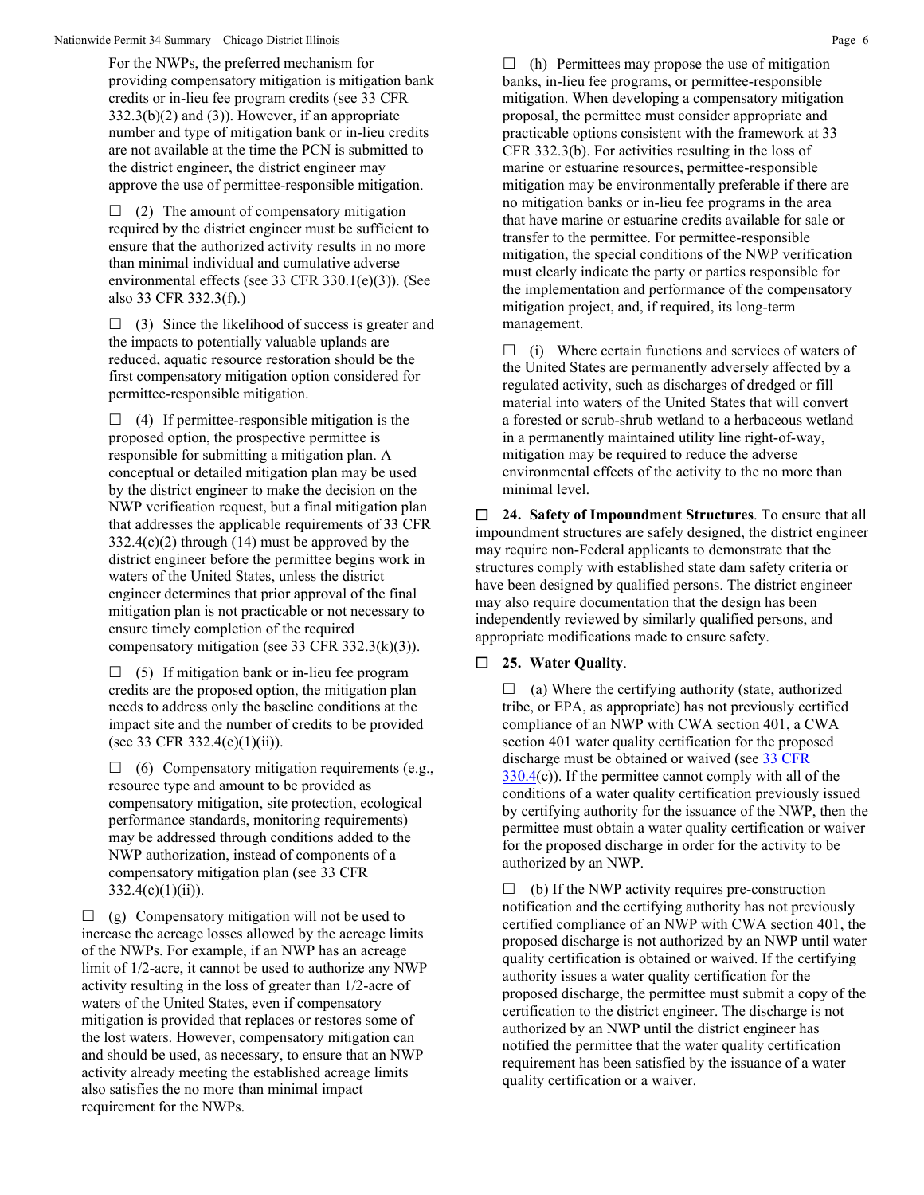For the NWPs, the preferred mechanism for providing compensatory mitigation is mitigation bank credits or in-lieu fee program credits (see 33 CFR 332.3(b)(2) and (3)). However, if an appropriate number and type of mitigation bank or in-lieu credits are not available at the time the PCN is submitted to the district engineer, the district engineer may approve the use of permittee-responsible mitigation.

☐ (2) The amount of compensatory mitigation required by the district engineer must be sufficient to ensure that the authorized activity results in no more than minimal individual and cumulative adverse environmental effects (see 33 CFR 330.1(e)(3)). (See also 33 CFR 332.3(f).)

☐ (3) Since the likelihood of success is greater and the impacts to potentially valuable uplands are reduced, aquatic resource restoration should be the first compensatory mitigation option considered for permittee-responsible mitigation.

☐ (4) If permittee-responsible mitigation is the proposed option, the prospective permittee is responsible for submitting a mitigation plan. A conceptual or detailed mitigation plan may be used by the district engineer to make the decision on the NWP verification request, but a final mitigation plan that addresses the applicable requirements of 33 CFR 332.4(c)(2) through (14) must be approved by the district engineer before the permittee begins work in waters of the United States, unless the district engineer determines that prior approval of the final mitigation plan is not practicable or not necessary to ensure timely completion of the required compensatory mitigation (see 33 CFR 332.3(k)(3)).

☐ (5) If mitigation bank or in-lieu fee program credits are the proposed option, the mitigation plan needs to address only the baseline conditions at the impact site and the number of credits to be provided (see 33 CFR 332.4(c)(1)(ii)).

☐ (6) Compensatory mitigation requirements (e.g., resource type and amount to be provided as compensatory mitigation, site protection, ecological performance standards, monitoring requirements) may be addressed through conditions added to the NWP authorization, instead of components of a compensatory mitigation plan (see 33 CFR 332.4(c)(1)(ii)).

☐ (g) Compensatory mitigation will not be used to increase the acreage losses allowed by the acreage limits of the NWPs. For example, if an NWP has an acreage limit of 1/2-acre, it cannot be used to authorize any NWP activity resulting in the loss of greater than 1/2-acre of waters of the United States, even if compensatory mitigation is provided that replaces or restores some of the lost waters. However, compensatory mitigation can and should be used, as necessary, to ensure that an NWP activity already meeting the established acreage limits also satisfies the no more than minimal impact requirement for the NWPs.

☐ (h) Permittees may propose the use of mitigation banks, in-lieu fee programs, or permittee-responsible mitigation. When developing a compensatory mitigation proposal, the permittee must consider appropriate and practicable options consistent with the framework at 33 CFR 332.3(b). For activities resulting in the loss of marine or estuarine resources, permittee-responsible mitigation may be environmentally preferable if there are no mitigation banks or in-lieu fee programs in the area that have marine or estuarine credits available for sale or transfer to the permittee. For permittee-responsible mitigation, the special conditions of the NWP verification must clearly indicate the party or parties responsible for the implementation and performance of the compensatory mitigation project, and, if required, its long-term management.

☐ (i) Where certain functions and services of waters of the United States are permanently adversely affected by a regulated activity, such as discharges of dredged or fill material into waters of the United States that will convert a forested or scrub-shrub wetland to a herbaceous wetland in a permanently maintained utility line right-of-way, mitigation may be required to reduce the adverse environmental effects of the activity to the no more than minimal level.

☐ **24. Safety of Impoundment Structures**. To ensure that all impoundment structures are safely designed, the district engineer may require non-Federal applicants to demonstrate that the structures comply with established state dam safety criteria or have been designed by qualified persons. The district engineer may also require documentation that the design has been independently reviewed by similarly qualified persons, and appropriate modifications made to ensure safety.

☐ **25. Water Quality**.

☐ (a) Where the certifying authority (state, authorized tribe, or EPA, as appropriate) has not previously certified compliance of an NWP with CWA section 401, a CWA section 401 water quality certification for the proposed discharge must be obtained or waived (see 33 CFR 330.4(c)). If the permittee cannot comply with all of the conditions of a water quality certification previously issued by certifying authority for the issuance of the NWP, then the permittee must obtain a water quality certification or waiver for the proposed discharge in order for the activity to be authorized by an NWP.

☐ (b) If the NWP activity requires pre-construction notification and the certifying authority has not previously certified compliance of an NWP with CWA section 401, the proposed discharge is not authorized by an NWP until water quality certification is obtained or waived. If the certifying authority issues a water quality certification for the proposed discharge, the permittee must submit a copy of the certification to the district engineer. The discharge is not authorized by an NWP until the district engineer has notified the permittee that the water quality certification requirement has been satisfied by the issuance of a water quality certification or a waiver.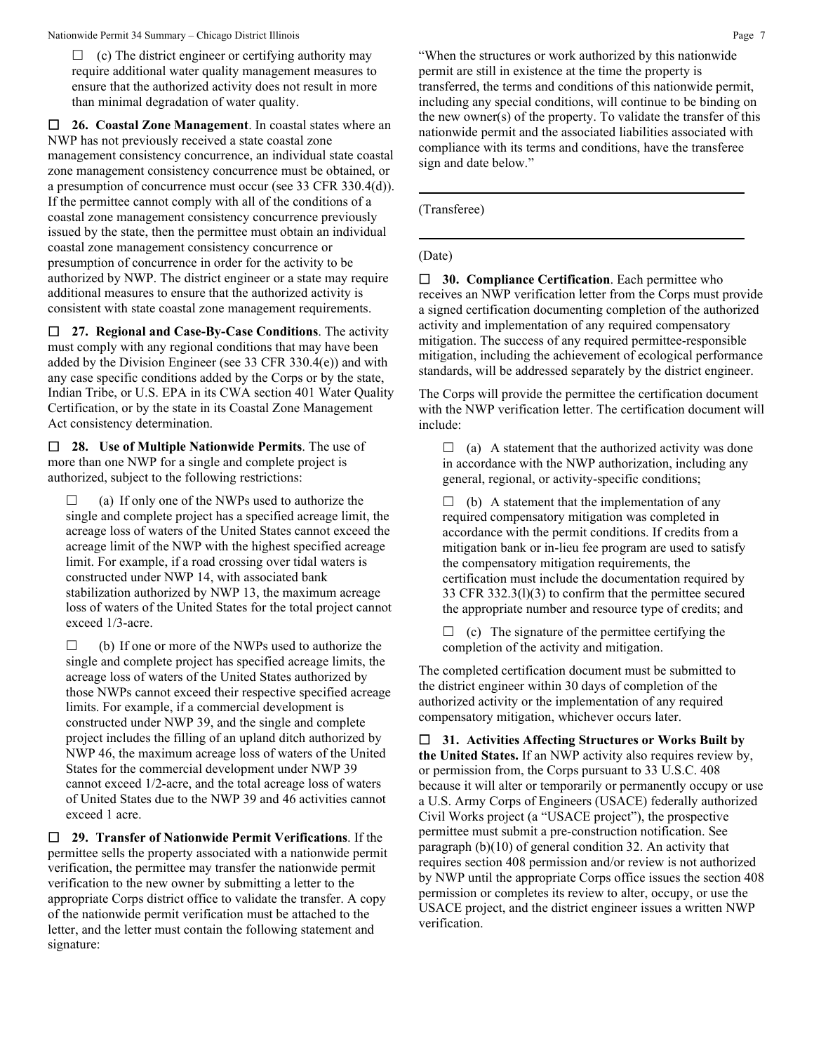☐ (c) The district engineer or certifying authority may require additional water quality management measures to ensure that the authorized activity does not result in more than minimal degradation of water quality.

☐ **26. Coastal Zone Management**. In coastal states where an NWP has not previously received a state coastal zone management consistency concurrence, an individual state coastal zone management consistency concurrence must be obtained, or a presumption of concurrence must occur (see 33 CFR 330.4(d)). If the permittee cannot comply with all of the conditions of a coastal zone management consistency concurrence previously issued by the state, then the permittee must obtain an individual coastal zone management consistency concurrence or presumption of concurrence in order for the activity to be authorized by NWP. The district engineer or a state may require additional measures to ensure that the authorized activity is consistent with state coastal zone management requirements.

☐ **27. Regional and Case-By-Case Conditions**. The activity must comply with any regional conditions that may have been added by the Division Engineer (see 33 CFR 330.4(e)) and with any case specific conditions added by the Corps or by the state, Indian Tribe, or U.S. EPA in its CWA section 401 Water Quality Certification, or by the state in its Coastal Zone Management Act consistency determination.

☐ **28. Use of Multiple Nationwide Permits**. The use of more than one NWP for a single and complete project is authorized, subject to the following restrictions:

☐ (a) If only one of the NWPs used to authorize the single and complete project has a specified acreage limit, the acreage loss of waters of the United States cannot exceed the acreage limit of the NWP with the highest specified acreage limit. For example, if a road crossing over tidal waters is constructed under NWP 14, with associated bank stabilization authorized by NWP 13, the maximum acreage loss of waters of the United States for the total project cannot exceed 1/3-acre.

☐ (b) If one or more of the NWPs used to authorize the single and complete project has specified acreage limits, the acreage loss of waters of the United States authorized by those NWPs cannot exceed their respective specified acreage limits. For example, if a commercial development is constructed under NWP 39, and the single and complete project includes the filling of an upland ditch authorized by NWP 46, the maximum acreage loss of waters of the United States for the commercial development under NWP 39 cannot exceed 1/2-acre, and the total acreage loss of waters of United States due to the NWP 39 and 46 activities cannot exceed 1 acre.

☐ **29. Transfer of Nationwide Permit Verifications**. If the permittee sells the property associated with a nationwide permit verification, the permittee may transfer the nationwide permit verification to the new owner by submitting a letter to the appropriate Corps district office to validate the transfer. A copy of the nationwide permit verification must be attached to the letter, and the letter must contain the following statement and signature:

"When the structures or work authorized by this nationwide permit are still in existence at the time the property is transferred, the terms and conditions of this nationwide permit, including any special conditions, will continue to be binding on the new owner(s) of the property. To validate the transfer of this nationwide permit and the associated liabilities associated with compliance with its terms and conditions, have the transferee sign and date below."

_______________________________________

(Transferee)

_______________________________________

(Date)

☐ **30. Compliance Certification**. Each permittee who receives an NWP verification letter from the Corps must provide a signed certification documenting completion of the authorized activity and implementation of any required compensatory mitigation. The success of any required permittee-responsible mitigation, including the achievement of ecological performance standards, will be addressed separately by the district engineer.

The Corps will provide the permittee the certification document with the NWP verification letter. The certification document will include:

☐ (a) A statement that the authorized activity was done in accordance with the NWP authorization, including any general, regional, or activity-specific conditions;

☐ (b) A statement that the implementation of any required compensatory mitigation was completed in accordance with the permit conditions. If credits from a mitigation bank or in-lieu fee program are used to satisfy the compensatory mitigation requirements, the certification must include the documentation required by 33 CFR 332.3(l)(3) to confirm that the permittee secured the appropriate number and resource type of credits; and

☐ (c) The signature of the permittee certifying the completion of the activity and mitigation.

The completed certification document must be submitted to the district engineer within 30 days of completion of the authorized activity or the implementation of any required compensatory mitigation, whichever occurs later.

☐ **31. Activities Affecting Structures or Works Built by the United States.** If an NWP activity also requires review by, or permission from, the Corps pursuant to 33 U.S.C. 408 because it will alter or temporarily or permanently occupy or use a U.S. Army Corps of Engineers (USACE) federally authorized Civil Works project (a "USACE project"), the prospective permittee must submit a pre-construction notification. See paragraph (b)(10) of general condition 32. An activity that requires section 408 permission and/or review is not authorized by NWP until the appropriate Corps office issues the section 408 permission or completes its review to alter, occupy, or use the USACE project, and the district engineer issues a written NWP verification.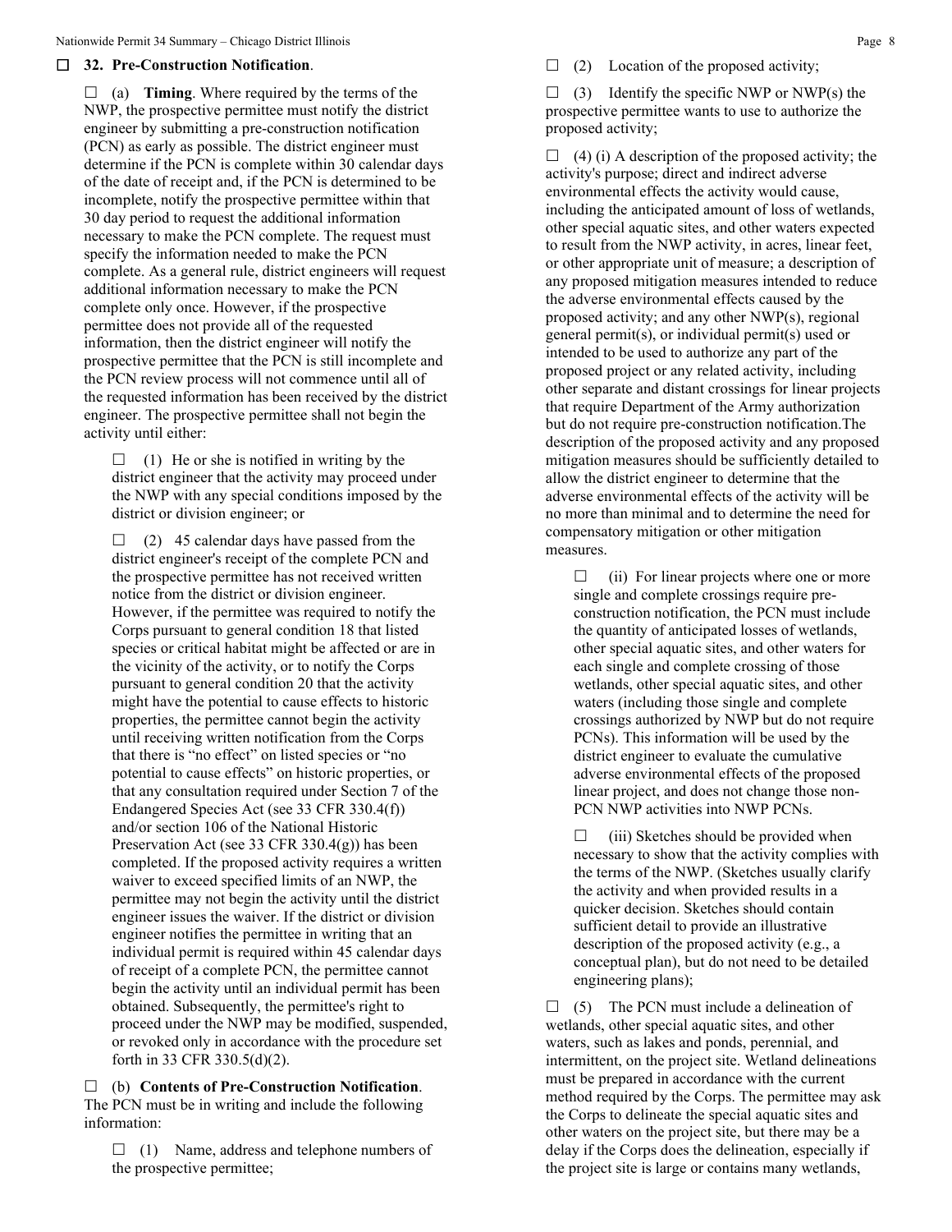☐ **32. Pre-Construction Notification**.

☐ (a) **Timing**. Where required by the terms of the NWP, the prospective permittee must notify the district engineer by submitting a pre-construction notification (PCN) as early as possible. The district engineer must determine if the PCN is complete within 30 calendar days of the date of receipt and, if the PCN is determined to be incomplete, notify the prospective permittee within that 30 day period to request the additional information necessary to make the PCN complete. The request must specify the information needed to make the PCN complete. As a general rule, district engineers will request additional information necessary to make the PCN complete only once. However, if the prospective permittee does not provide all of the requested information, then the district engineer will notify the prospective permittee that the PCN is still incomplete and the PCN review process will not commence until all of the requested information has been received by the district engineer. The prospective permittee shall not begin the activity until either:

☐ (1) He or she is notified in writing by the district engineer that the activity may proceed under the NWP with any special conditions imposed by the district or division engineer; or

☐ (2) 45 calendar days have passed from the district engineer's receipt of the complete PCN and the prospective permittee has not received written notice from the district or division engineer. However, if the permittee was required to notify the Corps pursuant to general condition 18 that listed species or critical habitat might be affected or are in the vicinity of the activity, or to notify the Corps pursuant to general condition 20 that the activity might have the potential to cause effects to historic properties, the permittee cannot begin the activity until receiving written notification from the Corps that there is "no effect" on listed species or "no potential to cause effects" on historic properties, or that any consultation required under Section 7 of the Endangered Species Act (see 33 CFR 330.4(f)) and/or section 106 of the National Historic Preservation Act (see 33 CFR 330.4(g)) has been completed. If the proposed activity requires a written waiver to exceed specified limits of an NWP, the permittee may not begin the activity until the district engineer issues the waiver. If the district or division engineer notifies the permittee in writing that an individual permit is required within 45 calendar days of receipt of a complete PCN, the permittee cannot begin the activity until an individual permit has been obtained. Subsequently, the permittee's right to proceed under the NWP may be modified, suspended, or revoked only in accordance with the procedure set forth in 33 CFR 330.5(d)(2).

☐ (b) **Contents of Pre-Construction Notification**. The PCN must be in writing and include the following information:

☐ (1) Name, address and telephone numbers of the prospective permittee;

☐ (2) Location of the proposed activity;

☐ (3) Identify the specific NWP or NWP(s) the prospective permittee wants to use to authorize the proposed activity;

☐ (4) (i) A description of the proposed activity; the activity's purpose; direct and indirect adverse environmental effects the activity would cause, including the anticipated amount of loss of wetlands, other special aquatic sites, and other waters expected to result from the NWP activity, in acres, linear feet, or other appropriate unit of measure; a description of any proposed mitigation measures intended to reduce the adverse environmental effects caused by the proposed activity; and any other NWP(s), regional general permit(s), or individual permit(s) used or intended to be used to authorize any part of the proposed project or any related activity, including other separate and distant crossings for linear projects that require Department of the Army authorization but do not require pre-construction notification.The description of the proposed activity and any proposed mitigation measures should be sufficiently detailed to allow the district engineer to determine that the adverse environmental effects of the activity will be no more than minimal and to determine the need for compensatory mitigation or other mitigation measures.

☐ (ii) For linear projects where one or more single and complete crossings require pre-construction notification, the PCN must include the quantity of anticipated losses of wetlands, other special aquatic sites, and other waters for each single and complete crossing of those wetlands, other special aquatic sites, and other waters (including those single and complete crossings authorized by NWP but do not require PCNs). This information will be used by the district engineer to evaluate the cumulative adverse environmental effects of the proposed linear project, and does not change those non-PCN NWP activities into NWP PCNs.

☐ (iii) Sketches should be provided when necessary to show that the activity complies with the terms of the NWP. (Sketches usually clarify the activity and when provided results in a quicker decision. Sketches should contain sufficient detail to provide an illustrative description of the proposed activity (e.g., a conceptual plan), but do not need to be detailed engineering plans);

☐ (5) The PCN must include a delineation of wetlands, other special aquatic sites, and other waters, such as lakes and ponds, perennial, and intermittent, on the project site. Wetland delineations must be prepared in accordance with the current method required by the Corps. The permittee may ask the Corps to delineate the special aquatic sites and other waters on the project site, but there may be a delay if the Corps does the delineation, especially if the project site is large or contains many wetlands,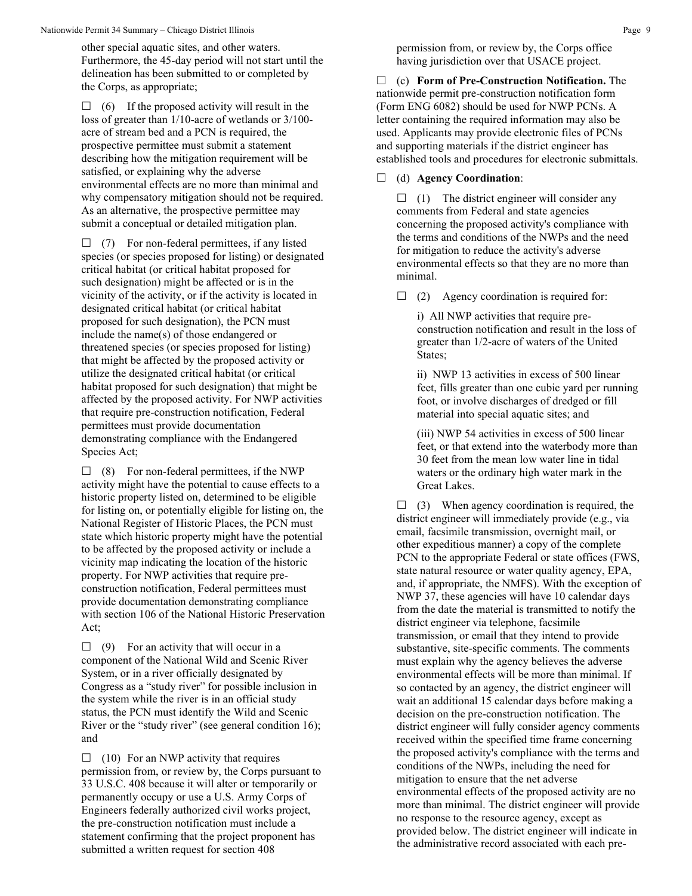other special aquatic sites, and other waters. Furthermore, the 45-day period will not start until the delineation has been submitted to or completed by the Corps, as appropriate;

☐ (6) If the proposed activity will result in the loss of greater than 1/10-acre of wetlands or 3/100-acre of stream bed and a PCN is required, the prospective permittee must submit a statement describing how the mitigation requirement will be satisfied, or explaining why the adverse environmental effects are no more than minimal and why compensatory mitigation should not be required. As an alternative, the prospective permittee may submit a conceptual or detailed mitigation plan.

☐ (7) For non-federal permittees, if any listed species (or species proposed for listing) or designated critical habitat (or critical habitat proposed for such designation) might be affected or is in the vicinity of the activity, or if the activity is located in designated critical habitat (or critical habitat proposed for such designation), the PCN must include the name(s) of those endangered or threatened species (or species proposed for listing) that might be affected by the proposed activity or utilize the designated critical habitat (or critical habitat proposed for such designation) that might be affected by the proposed activity. For NWP activities that require pre-construction notification, Federal permittees must provide documentation demonstrating compliance with the Endangered Species Act;

☐ (8) For non-federal permittees, if the NWP activity might have the potential to cause effects to a historic property listed on, determined to be eligible for listing on, or potentially eligible for listing on, the National Register of Historic Places, the PCN must state which historic property might have the potential to be affected by the proposed activity or include a vicinity map indicating the location of the historic property. For NWP activities that require pre-construction notification, Federal permittees must provide documentation demonstrating compliance with section 106 of the National Historic Preservation Act;

☐ (9) For an activity that will occur in a component of the National Wild and Scenic River System, or in a river officially designated by Congress as a "study river" for possible inclusion in the system while the river is in an official study status, the PCN must identify the Wild and Scenic River or the "study river" (see general condition 16); and

☐ (10) For an NWP activity that requires permission from, or review by, the Corps pursuant to 33 U.S.C. 408 because it will alter or temporarily or permanently occupy or use a U.S. Army Corps of Engineers federally authorized civil works project, the pre-construction notification must include a statement confirming that the project proponent has submitted a written request for section 408 permission from, or review by, the Corps office having jurisdiction over that USACE project.

☐ (c) **Form of Pre-Construction Notification.** The nationwide permit pre-construction notification form (Form ENG 6082) should be used for NWP PCNs. A letter containing the required information may also be used. Applicants may provide electronic files of PCNs and supporting materials if the district engineer has established tools and procedures for electronic submittals.

☐ (d) **Agency Coordination**:

☐ (1) The district engineer will consider any comments from Federal and state agencies concerning the proposed activity's compliance with the terms and conditions of the NWPs and the need for mitigation to reduce the activity's adverse environmental effects so that they are no more than minimal.

☐ (2) Agency coordination is required for:

i) All NWP activities that require pre-construction notification and result in the loss of greater than 1/2-acre of waters of the United States;

ii) NWP 13 activities in excess of 500 linear feet, fills greater than one cubic yard per running foot, or involve discharges of dredged or fill material into special aquatic sites; and

(iii) NWP 54 activities in excess of 500 linear feet, or that extend into the waterbody more than 30 feet from the mean low water line in tidal waters or the ordinary high water mark in the Great Lakes.

☐ (3) When agency coordination is required, the district engineer will immediately provide (e.g., via email, facsimile transmission, overnight mail, or other expeditious manner) a copy of the complete PCN to the appropriate Federal or state offices (FWS, state natural resource or water quality agency, EPA, and, if appropriate, the NMFS). With the exception of NWP 37, these agencies will have 10 calendar days from the date the material is transmitted to notify the district engineer via telephone, facsimile transmission, or email that they intend to provide substantive, site-specific comments. The comments must explain why the agency believes the adverse environmental effects will be more than minimal. If so contacted by an agency, the district engineer will wait an additional 15 calendar days before making a decision on the pre-construction notification. The district engineer will fully consider agency comments received within the specified time frame concerning the proposed activity's compliance with the terms and conditions of the NWPs, including the need for mitigation to ensure that the net adverse environmental effects of the proposed activity are no more than minimal. The district engineer will provide no response to the resource agency, except as provided below. The district engineer will indicate in the administrative record associated with each pre-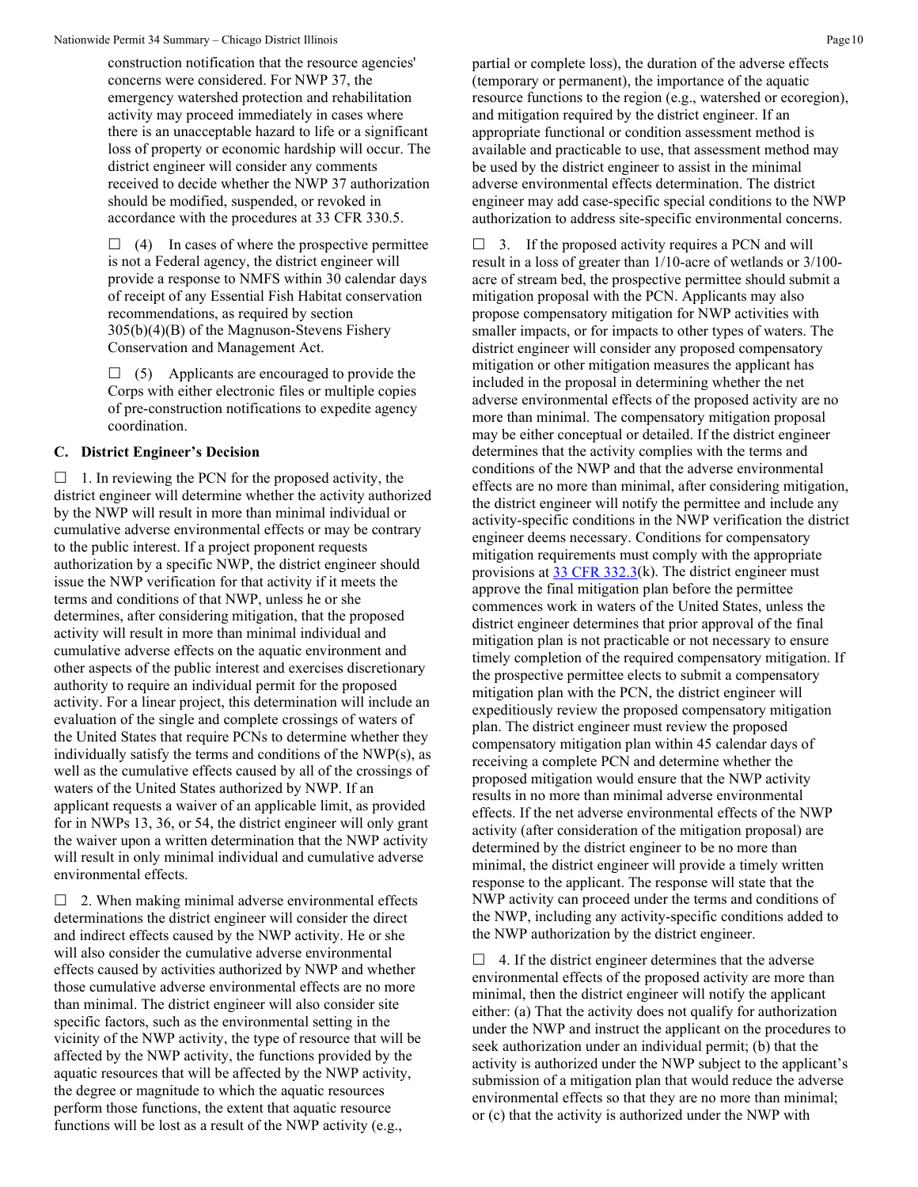construction notification that the resource agencies' concerns were considered. For NWP 37, the emergency watershed protection and rehabilitation activity may proceed immediately in cases where there is an unacceptable hazard to life or a significant loss of property or economic hardship will occur. The district engineer will consider any comments received to decide whether the NWP 37 authorization should be modified, suspended, or revoked in accordance with the procedures at 33 CFR 330.5.

☐ (4) In cases of where the prospective permittee is not a Federal agency, the district engineer will provide a response to NMFS within 30 calendar days of receipt of any Essential Fish Habitat conservation recommendations, as required by section 305(b)(4)(B) of the Magnuson-Stevens Fishery Conservation and Management Act.

☐ (5) Applicants are encouraged to provide the Corps with either electronic files or multiple copies of pre-construction notifications to expedite agency coordination.

### C. District Engineer's Decision

☐ 1. In reviewing the PCN for the proposed activity, the district engineer will determine whether the activity authorized by the NWP will result in more than minimal individual or cumulative adverse environmental effects or may be contrary to the public interest. If a project proponent requests authorization by a specific NWP, the district engineer should issue the NWP verification for that activity if it meets the terms and conditions of that NWP, unless he or she determines, after considering mitigation, that the proposed activity will result in more than minimal individual and cumulative adverse effects on the aquatic environment and other aspects of the public interest and exercises discretionary authority to require an individual permit for the proposed activity. For a linear project, this determination will include an evaluation of the single and complete crossings of waters of the United States that require PCNs to determine whether they individually satisfy the terms and conditions of the NWP(s), as well as the cumulative effects caused by all of the crossings of waters of the United States authorized by NWP. If an applicant requests a waiver of an applicable limit, as provided for in NWPs 13, 36, or 54, the district engineer will only grant the waiver upon a written determination that the NWP activity will result in only minimal individual and cumulative adverse environmental effects.

☐ 2. When making minimal adverse environmental effects determinations the district engineer will consider the direct and indirect effects caused by the NWP activity. He or she will also consider the cumulative adverse environmental effects caused by activities authorized by NWP and whether those cumulative adverse environmental effects are no more than minimal. The district engineer will also consider site specific factors, such as the environmental setting in the vicinity of the NWP activity, the type of resource that will be affected by the NWP activity, the functions provided by the aquatic resources that will be affected by the NWP activity, the degree or magnitude to which the aquatic resources perform those functions, the extent that aquatic resource functions will be lost as a result of the NWP activity (e.g., partial or complete loss), the duration of the adverse effects (temporary or permanent), the importance of the aquatic resource functions to the region (e.g., watershed or ecoregion), and mitigation required by the district engineer. If an appropriate functional or condition assessment method is available and practicable to use, that assessment method may be used by the district engineer to assist in the minimal adverse environmental effects determination. The district engineer may add case-specific special conditions to the NWP authorization to address site-specific environmental concerns.

☐ 3. If the proposed activity requires a PCN and will result in a loss of greater than 1/10-acre of wetlands or 3/100-acre of stream bed, the prospective permittee should submit a mitigation proposal with the PCN. Applicants may also propose compensatory mitigation for NWP activities with smaller impacts, or for impacts to other types of waters. The district engineer will consider any proposed compensatory mitigation or other mitigation measures the applicant has included in the proposal in determining whether the net adverse environmental effects of the proposed activity are no more than minimal. The compensatory mitigation proposal may be either conceptual or detailed. If the district engineer determines that the activity complies with the terms and conditions of the NWP and that the adverse environmental effects are no more than minimal, after considering mitigation, the district engineer will notify the permittee and include any activity-specific conditions in the NWP verification the district engineer deems necessary. Conditions for compensatory mitigation requirements must comply with the appropriate provisions at 33 CFR 332.3(k). The district engineer must approve the final mitigation plan before the permittee commences work in waters of the United States, unless the district engineer determines that prior approval of the final mitigation plan is not practicable or not necessary to ensure timely completion of the required compensatory mitigation. If the prospective permittee elects to submit a compensatory mitigation plan with the PCN, the district engineer will expeditiously review the proposed compensatory mitigation plan. The district engineer must review the proposed compensatory mitigation plan within 45 calendar days of receiving a complete PCN and determine whether the proposed mitigation would ensure that the NWP activity results in no more than minimal adverse environmental effects. If the net adverse environmental effects of the NWP activity (after consideration of the mitigation proposal) are determined by the district engineer to be no more than minimal, the district engineer will provide a timely written response to the applicant. The response will state that the NWP activity can proceed under the terms and conditions of the NWP, including any activity-specific conditions added to the NWP authorization by the district engineer.

☐ 4. If the district engineer determines that the adverse environmental effects of the proposed activity are more than minimal, then the district engineer will notify the applicant either: (a) That the activity does not qualify for authorization under the NWP and instruct the applicant on the procedures to seek authorization under an individual permit; (b) that the activity is authorized under the NWP subject to the applicant's submission of a mitigation plan that would reduce the adverse environmental effects so that they are no more than minimal; or (c) that the activity is authorized under the NWP with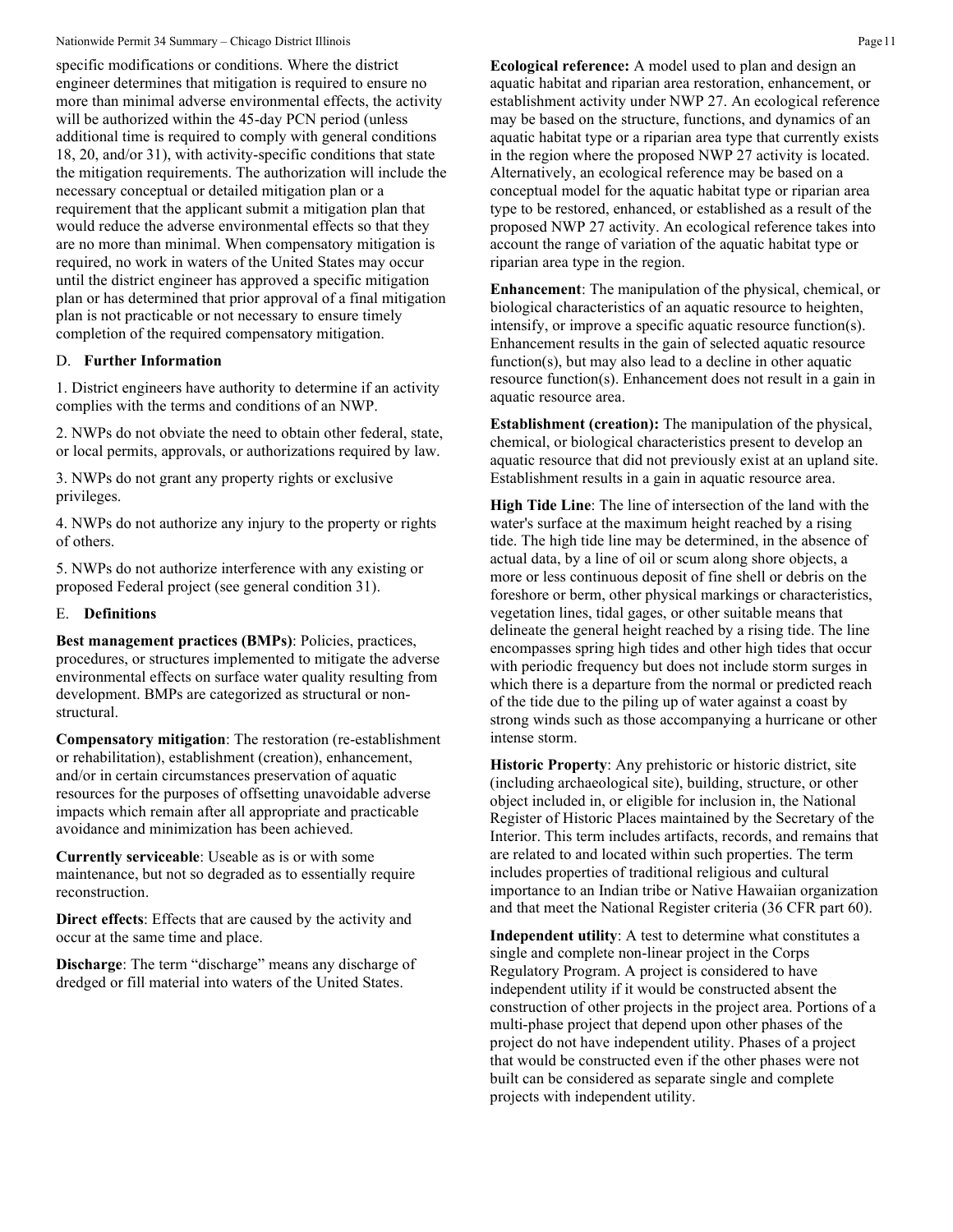specific modifications or conditions. Where the district engineer determines that mitigation is required to ensure no more than minimal adverse environmental effects, the activity will be authorized within the 45-day PCN period (unless additional time is required to comply with general conditions 18, 20, and/or 31), with activity-specific conditions that state the mitigation requirements. The authorization will include the necessary conceptual or detailed mitigation plan or a requirement that the applicant submit a mitigation plan that would reduce the adverse environmental effects so that they are no more than minimal. When compensatory mitigation is required, no work in waters of the United States may occur until the district engineer has approved a specific mitigation plan or has determined that prior approval of a final mitigation plan is not practicable or not necessary to ensure timely completion of the required compensatory mitigation.

## D. Further Information

1. District engineers have authority to determine if an activity complies with the terms and conditions of an NWP.

2. NWPs do not obviate the need to obtain other federal, state, or local permits, approvals, or authorizations required by law.

3. NWPs do not grant any property rights or exclusive privileges.

4. NWPs do not authorize any injury to the property or rights of others.

5. NWPs do not authorize interference with any existing or proposed Federal project (see general condition 31).

## E. Definitions

**Best management practices (BMPs)**: Policies, practices, procedures, or structures implemented to mitigate the adverse environmental effects on surface water quality resulting from development. BMPs are categorized as structural or non-structural.

**Compensatory mitigation**: The restoration (re-establishment or rehabilitation), establishment (creation), enhancement, and/or in certain circumstances preservation of aquatic resources for the purposes of offsetting unavoidable adverse impacts which remain after all appropriate and practicable avoidance and minimization has been achieved.

**Currently serviceable**: Useable as is or with some maintenance, but not so degraded as to essentially require reconstruction.

**Direct effects**: Effects that are caused by the activity and occur at the same time and place.

**Discharge**: The term "discharge" means any discharge of dredged or fill material into waters of the United States.

**Ecological reference:** A model used to plan and design an aquatic habitat and riparian area restoration, enhancement, or establishment activity under NWP 27. An ecological reference may be based on the structure, functions, and dynamics of an aquatic habitat type or a riparian area type that currently exists in the region where the proposed NWP 27 activity is located. Alternatively, an ecological reference may be based on a conceptual model for the aquatic habitat type or riparian area type to be restored, enhanced, or established as a result of the proposed NWP 27 activity. An ecological reference takes into account the range of variation of the aquatic habitat type or riparian area type in the region.

**Enhancement**: The manipulation of the physical, chemical, or biological characteristics of an aquatic resource to heighten, intensify, or improve a specific aquatic resource function(s). Enhancement results in the gain of selected aquatic resource function(s), but may also lead to a decline in other aquatic resource function(s). Enhancement does not result in a gain in aquatic resource area.

**Establishment (creation):** The manipulation of the physical, chemical, or biological characteristics present to develop an aquatic resource that did not previously exist at an upland site. Establishment results in a gain in aquatic resource area.

**High Tide Line**: The line of intersection of the land with the water's surface at the maximum height reached by a rising tide. The high tide line may be determined, in the absence of actual data, by a line of oil or scum along shore objects, a more or less continuous deposit of fine shell or debris on the foreshore or berm, other physical markings or characteristics, vegetation lines, tidal gages, or other suitable means that delineate the general height reached by a rising tide. The line encompasses spring high tides and other high tides that occur with periodic frequency but does not include storm surges in which there is a departure from the normal or predicted reach of the tide due to the piling up of water against a coast by strong winds such as those accompanying a hurricane or other intense storm.

**Historic Property**: Any prehistoric or historic district, site (including archaeological site), building, structure, or other object included in, or eligible for inclusion in, the National Register of Historic Places maintained by the Secretary of the Interior. This term includes artifacts, records, and remains that are related to and located within such properties. The term includes properties of traditional religious and cultural importance to an Indian tribe or Native Hawaiian organization and that meet the National Register criteria (36 CFR part 60).

**Independent utility**: A test to determine what constitutes a single and complete non-linear project in the Corps Regulatory Program. A project is considered to have independent utility if it would be constructed absent the construction of other projects in the project area. Portions of a multi-phase project that depend upon other phases of the project do not have independent utility. Phases of a project that would be constructed even if the other phases were not built can be considered as separate single and complete projects with independent utility.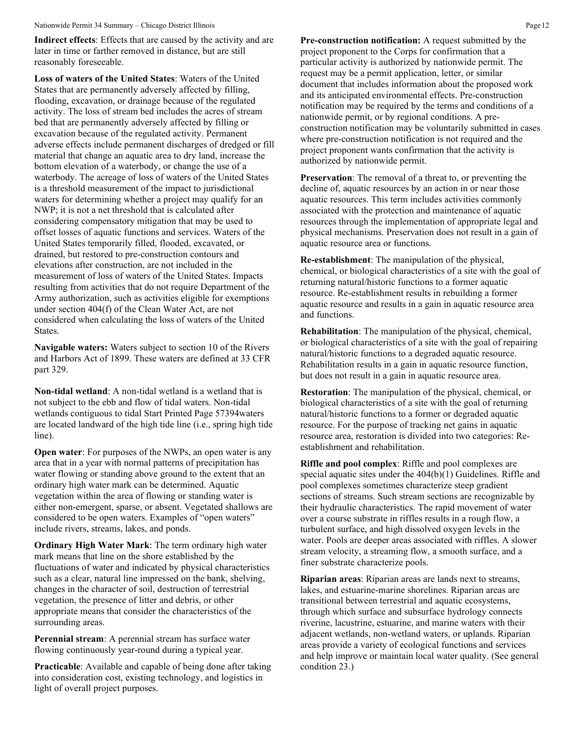**Indirect effects**: Effects that are caused by the activity and are later in time or farther removed in distance, but are still reasonably foreseeable.

**Loss of waters of the United States**: Waters of the United States that are permanently adversely affected by filling, flooding, excavation, or drainage because of the regulated activity. The loss of stream bed includes the acres of stream bed that are permanently adversely affected by filling or excavation because of the regulated activity. Permanent adverse effects include permanent discharges of dredged or fill material that change an aquatic area to dry land, increase the bottom elevation of a waterbody, or change the use of a waterbody. The acreage of loss of waters of the United States is a threshold measurement of the impact to jurisdictional waters for determining whether a project may qualify for an NWP; it is not a net threshold that is calculated after considering compensatory mitigation that may be used to offset losses of aquatic functions and services. Waters of the United States temporarily filled, flooded, excavated, or drained, but restored to pre-construction contours and elevations after construction, are not included in the measurement of loss of waters of the United States. Impacts resulting from activities that do not require Department of the Army authorization, such as activities eligible for exemptions under section 404(f) of the Clean Water Act, are not considered when calculating the loss of waters of the United States.

**Navigable waters:** Waters subject to section 10 of the Rivers and Harbors Act of 1899. These waters are defined at 33 CFR part 329.

**Non-tidal wetland**: A non-tidal wetland is a wetland that is not subject to the ebb and flow of tidal waters. Non-tidal wetlands contiguous to tidal Start Printed Page 57394waters are located landward of the high tide line (i.e., spring high tide line).

**Open water**: For purposes of the NWPs, an open water is any area that in a year with normal patterns of precipitation has water flowing or standing above ground to the extent that an ordinary high water mark can be determined. Aquatic vegetation within the area of flowing or standing water is either non-emergent, sparse, or absent. Vegetated shallows are considered to be open waters. Examples of "open waters" include rivers, streams, lakes, and ponds.

**Ordinary High Water Mark**: The term ordinary high water mark means that line on the shore established by the fluctuations of water and indicated by physical characteristics such as a clear, natural line impressed on the bank, shelving, changes in the character of soil, destruction of terrestrial vegetation, the presence of litter and debris, or other appropriate means that consider the characteristics of the surrounding areas.

**Perennial stream**: A perennial stream has surface water flowing continuously year-round during a typical year.

**Practicable**: Available and capable of being done after taking into consideration cost, existing technology, and logistics in light of overall project purposes.

**Pre-construction notification:** A request submitted by the project proponent to the Corps for confirmation that a particular activity is authorized by nationwide permit. The request may be a permit application, letter, or similar document that includes information about the proposed work and its anticipated environmental effects. Pre-construction notification may be required by the terms and conditions of a nationwide permit, or by regional conditions. A pre-construction notification may be voluntarily submitted in cases where pre-construction notification is not required and the project proponent wants confirmation that the activity is authorized by nationwide permit.

**Preservation**: The removal of a threat to, or preventing the decline of, aquatic resources by an action in or near those aquatic resources. This term includes activities commonly associated with the protection and maintenance of aquatic resources through the implementation of appropriate legal and physical mechanisms. Preservation does not result in a gain of aquatic resource area or functions.

**Re-establishment**: The manipulation of the physical, chemical, or biological characteristics of a site with the goal of returning natural/historic functions to a former aquatic resource. Re-establishment results in rebuilding a former aquatic resource and results in a gain in aquatic resource area and functions.

**Rehabilitation**: The manipulation of the physical, chemical, or biological characteristics of a site with the goal of repairing natural/historic functions to a degraded aquatic resource. Rehabilitation results in a gain in aquatic resource function, but does not result in a gain in aquatic resource area.

**Restoration**: The manipulation of the physical, chemical, or biological characteristics of a site with the goal of returning natural/historic functions to a former or degraded aquatic resource. For the purpose of tracking net gains in aquatic resource area, restoration is divided into two categories: Re-establishment and rehabilitation.

**Riffle and pool complex**: Riffle and pool complexes are special aquatic sites under the 404(b)(1) Guidelines. Riffle and pool complexes sometimes characterize steep gradient sections of streams. Such stream sections are recognizable by their hydraulic characteristics. The rapid movement of water over a course substrate in riffles results in a rough flow, a turbulent surface, and high dissolved oxygen levels in the water. Pools are deeper areas associated with riffles. A slower stream velocity, a streaming flow, a smooth surface, and a finer substrate characterize pools.

**Riparian areas**: Riparian areas are lands next to streams, lakes, and estuarine-marine shorelines. Riparian areas are transitional between terrestrial and aquatic ecosystems, through which surface and subsurface hydrology connects riverine, lacustrine, estuarine, and marine waters with their adjacent wetlands, non-wetland waters, or uplands. Riparian areas provide a variety of ecological functions and services and help improve or maintain local water quality. (See general condition 23.)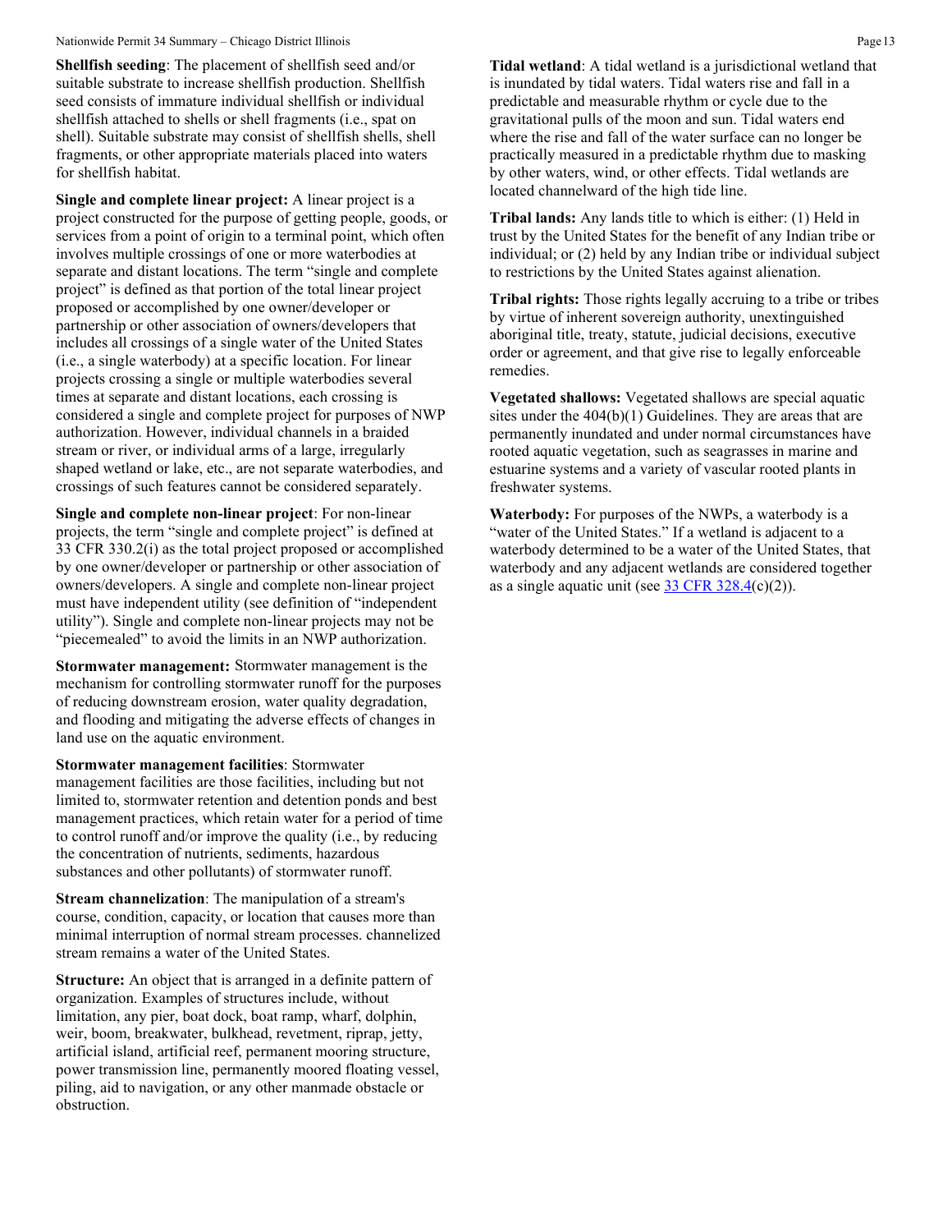**Shellfish seeding**: The placement of shellfish seed and/or suitable substrate to increase shellfish production. Shellfish seed consists of immature individual shellfish or individual shellfish attached to shells or shell fragments (i.e., spat on shell). Suitable substrate may consist of shellfish shells, shell fragments, or other appropriate materials placed into waters for shellfish habitat.

**Single and complete linear project:** A linear project is a project constructed for the purpose of getting people, goods, or services from a point of origin to a terminal point, which often involves multiple crossings of one or more waterbodies at separate and distant locations. The term "single and complete project" is defined as that portion of the total linear project proposed or accomplished by one owner/developer or partnership or other association of owners/developers that includes all crossings of a single water of the United States (i.e., a single waterbody) at a specific location. For linear projects crossing a single or multiple waterbodies several times at separate and distant locations, each crossing is considered a single and complete project for purposes of NWP authorization. However, individual channels in a braided stream or river, or individual arms of a large, irregularly shaped wetland or lake, etc., are not separate waterbodies, and crossings of such features cannot be considered separately.

**Single and complete non-linear project**: For non-linear projects, the term "single and complete project" is defined at 33 CFR 330.2(i) as the total project proposed or accomplished by one owner/developer or partnership or other association of owners/developers. A single and complete non-linear project must have independent utility (see definition of "independent utility"). Single and complete non-linear projects may not be "piecemealed" to avoid the limits in an NWP authorization.

**Stormwater management:** Stormwater management is the mechanism for controlling stormwater runoff for the purposes of reducing downstream erosion, water quality degradation, and flooding and mitigating the adverse effects of changes in land use on the aquatic environment.

**Stormwater management facilities**: Stormwater management facilities are those facilities, including but not limited to, stormwater retention and detention ponds and best management practices, which retain water for a period of time to control runoff and/or improve the quality (i.e., by reducing the concentration of nutrients, sediments, hazardous substances and other pollutants) of stormwater runoff.

**Stream channelization**: The manipulation of a stream's course, condition, capacity, or location that causes more than minimal interruption of normal stream processes. channelized stream remains a water of the United States.

**Structure:** An object that is arranged in a definite pattern of organization. Examples of structures include, without limitation, any pier, boat dock, boat ramp, wharf, dolphin, weir, boom, breakwater, bulkhead, revetment, riprap, jetty, artificial island, artificial reef, permanent mooring structure, power transmission line, permanently moored floating vessel, piling, aid to navigation, or any other manmade obstacle or obstruction.

**Tidal wetland**: A tidal wetland is a jurisdictional wetland that is inundated by tidal waters. Tidal waters rise and fall in a predictable and measurable rhythm or cycle due to the gravitational pulls of the moon and sun. Tidal waters end where the rise and fall of the water surface can no longer be practically measured in a predictable rhythm due to masking by other waters, wind, or other effects. Tidal wetlands are located channelward of the high tide line.

**Tribal lands:** Any lands title to which is either: (1) Held in trust by the United States for the benefit of any Indian tribe or individual; or (2) held by any Indian tribe or individual subject to restrictions by the United States against alienation.

**Tribal rights:** Those rights legally accruing to a tribe or tribes by virtue of inherent sovereign authority, unextinguished aboriginal title, treaty, statute, judicial decisions, executive order or agreement, and that give rise to legally enforceable remedies.

**Vegetated shallows:** Vegetated shallows are special aquatic sites under the 404(b)(1) Guidelines. They are areas that are permanently inundated and under normal circumstances have rooted aquatic vegetation, such as seagrasses in marine and estuarine systems and a variety of vascular rooted plants in freshwater systems.

**Waterbody:** For purposes of the NWPs, a waterbody is a "water of the United States." If a wetland is adjacent to a waterbody determined to be a water of the United States, that waterbody and any adjacent wetlands are considered together as a single aquatic unit (see 33 CFR 328.4(c)(2)).